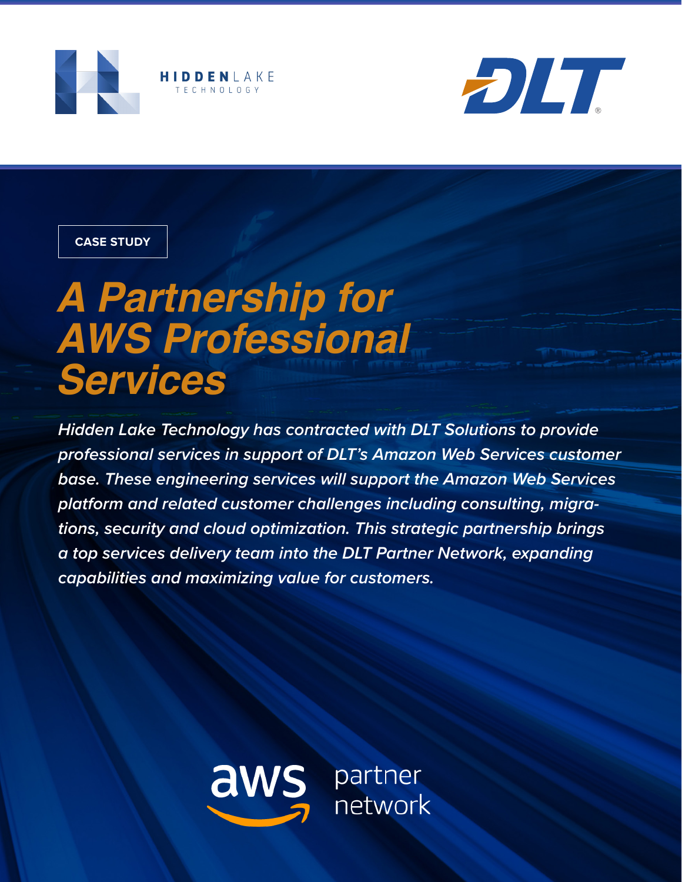HIDDENLAKE TECHNOLOGY

DLT

CASE STUDY

# *A Partnership for AWS Professional Services*

***Hidden Lake Technology has contracted with DLT Solutions to provide professional services in support of DLT's Amazon Web Services customer base. These engineering services will support the Amazon Web Services platform and related customer challenges including consulting, migrations, security and cloud optimization. This strategic partnership brings a top services delivery team into the DLT Partner Network, expanding capabilities and maximizing value for customers.***

aws partner network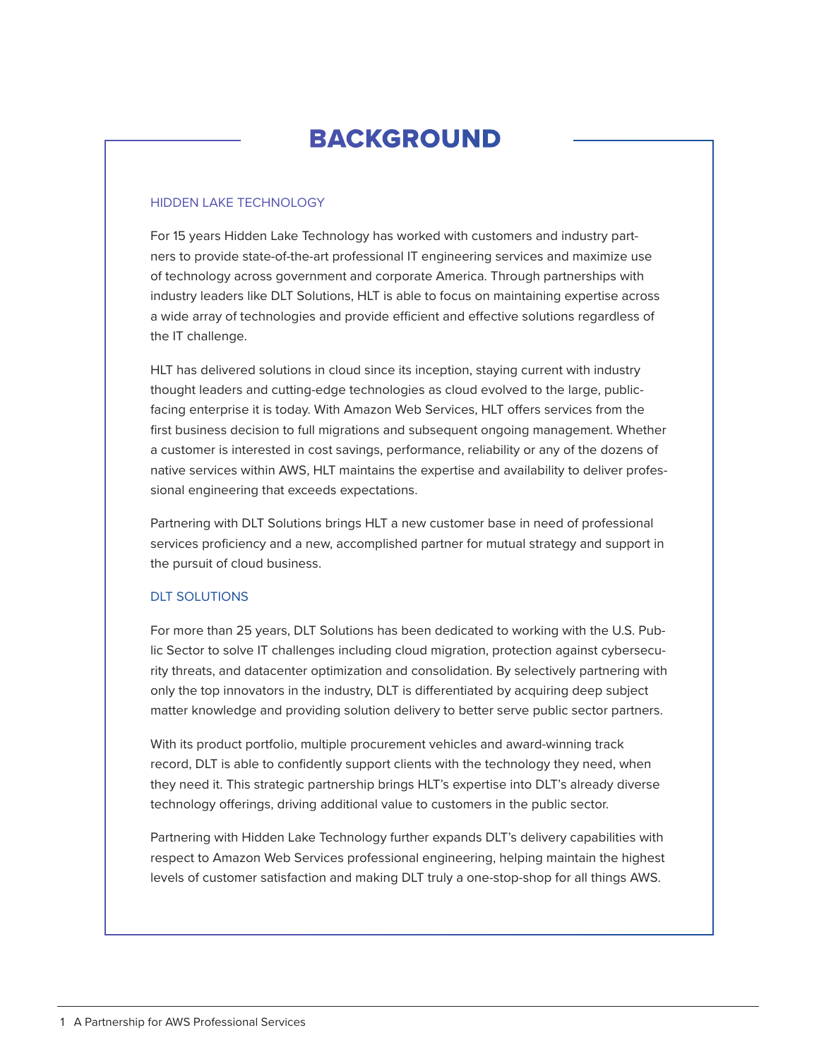# BACKGROUND

## HIDDEN LAKE TECHNOLOGY

For 15 years Hidden Lake Technology has worked with customers and industry partners to provide state-of-the-art professional IT engineering services and maximize use of technology across government and corporate America. Through partnerships with industry leaders like DLT Solutions, HLT is able to focus on maintaining expertise across a wide array of technologies and provide efficient and effective solutions regardless of the IT challenge.

HLT has delivered solutions in cloud since its inception, staying current with industry thought leaders and cutting-edge technologies as cloud evolved to the large, public-facing enterprise it is today. With Amazon Web Services, HLT offers services from the first business decision to full migrations and subsequent ongoing management. Whether a customer is interested in cost savings, performance, reliability or any of the dozens of native services within AWS, HLT maintains the expertise and availability to deliver professional engineering that exceeds expectations.

Partnering with DLT Solutions brings HLT a new customer base in need of professional services proficiency and a new, accomplished partner for mutual strategy and support in the pursuit of cloud business.

## DLT SOLUTIONS

For more than 25 years, DLT Solutions has been dedicated to working with the U.S. Public Sector to solve IT challenges including cloud migration, protection against cybersecurity threats, and datacenter optimization and consolidation. By selectively partnering with only the top innovators in the industry, DLT is differentiated by acquiring deep subject matter knowledge and providing solution delivery to better serve public sector partners.

With its product portfolio, multiple procurement vehicles and award-winning track record, DLT is able to confidently support clients with the technology they need, when they need it. This strategic partnership brings HLT's expertise into DLT's already diverse technology offerings, driving additional value to customers in the public sector.

Partnering with Hidden Lake Technology further expands DLT's delivery capabilities with respect to Amazon Web Services professional engineering, helping maintain the highest levels of customer satisfaction and making DLT truly a one-stop-shop for all things AWS.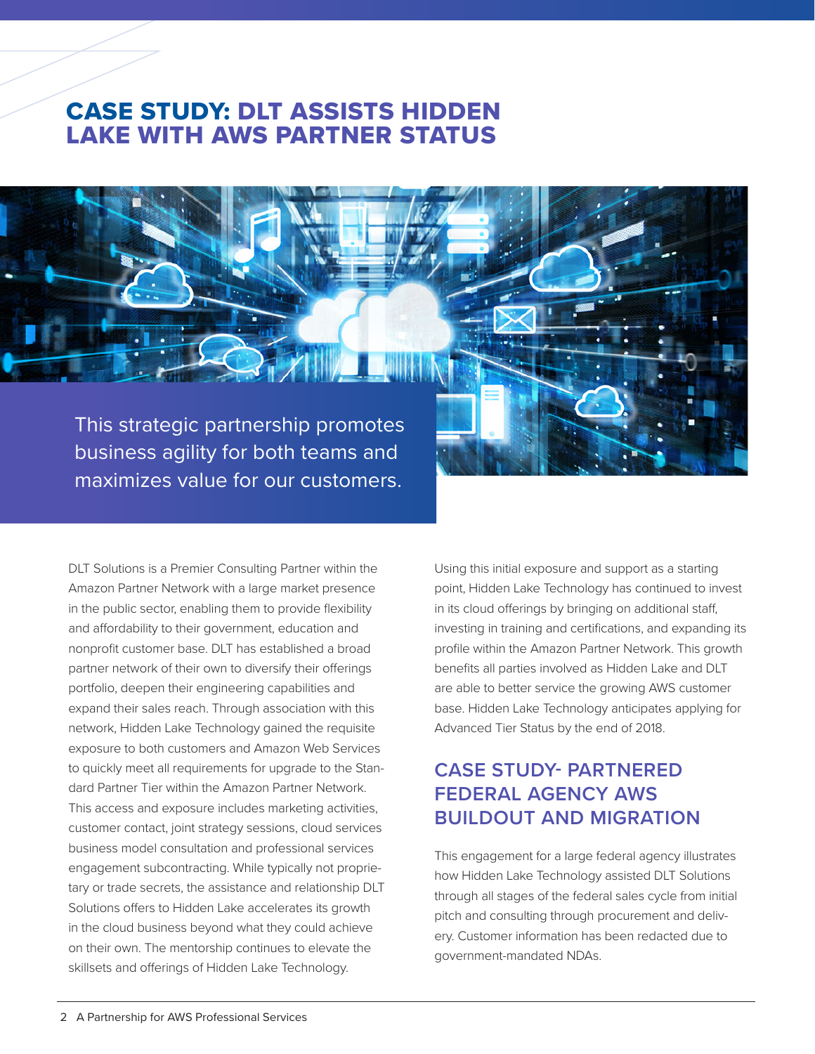# CASE STUDY: DLT ASSISTS HIDDEN LAKE WITH AWS PARTNER STATUS

This strategic partnership promotes business agility for both teams and maximizes value for our customers.

DLT Solutions is a Premier Consulting Partner within the Amazon Partner Network with a large market presence in the public sector, enabling them to provide flexibility and affordability to their government, education and nonprofit customer base. DLT has established a broad partner network of their own to diversify their offerings portfolio, deepen their engineering capabilities and expand their sales reach. Through association with this network, Hidden Lake Technology gained the requisite exposure to both customers and Amazon Web Services to quickly meet all requirements for upgrade to the Standard Partner Tier within the Amazon Partner Network. This access and exposure includes marketing activities, customer contact, joint strategy sessions, cloud services business model consultation and professional services engagement subcontracting. While typically not proprietary or trade secrets, the assistance and relationship DLT Solutions offers to Hidden Lake accelerates its growth in the cloud business beyond what they could achieve on their own. The mentorship continues to elevate the skillsets and offerings of Hidden Lake Technology.

Using this initial exposure and support as a starting point, Hidden Lake Technology has continued to invest in its cloud offerings by bringing on additional staff, investing in training and certifications, and expanding its profile within the Amazon Partner Network. This growth benefits all parties involved as Hidden Lake and DLT are able to better service the growing AWS customer base. Hidden Lake Technology anticipates applying for Advanced Tier Status by the end of 2018.

## CASE STUDY- PARTNERED FEDERAL AGENCY AWS BUILDOUT AND MIGRATION

This engagement for a large federal agency illustrates how Hidden Lake Technology assisted DLT Solutions through all stages of the federal sales cycle from initial pitch and consulting through procurement and delivery. Customer information has been redacted due to government-mandated NDAs.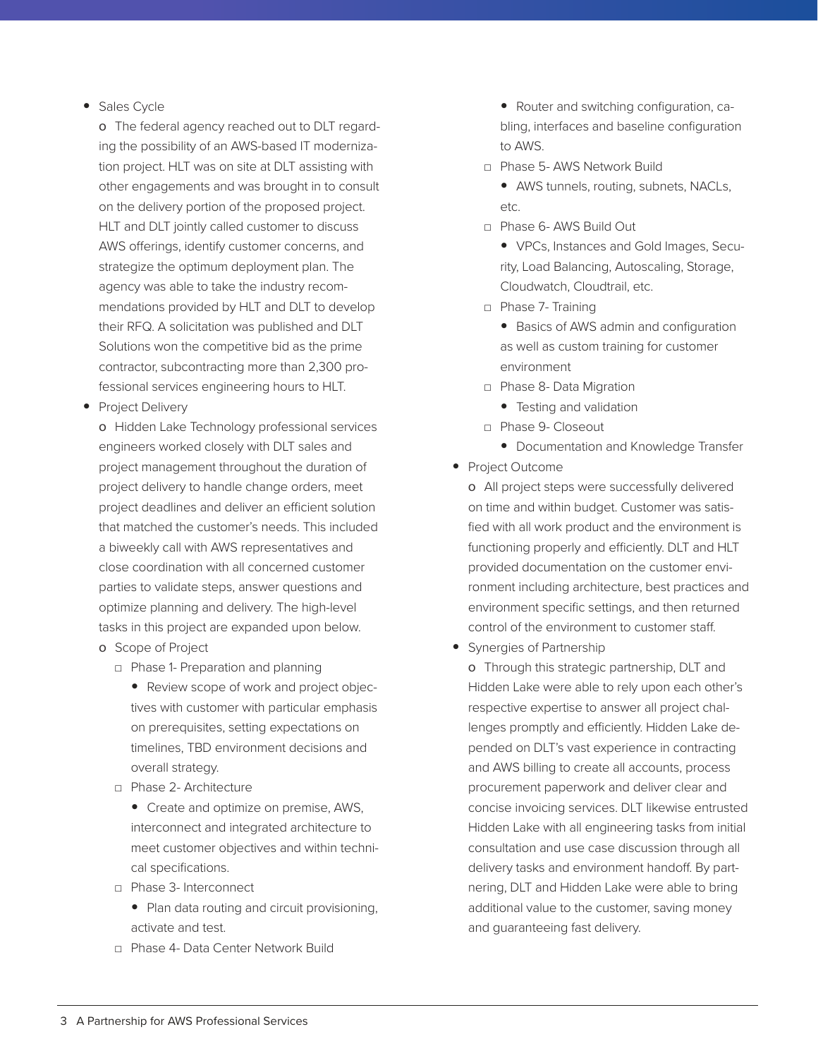- Sales Cycle
  - The federal agency reached out to DLT regarding the possibility of an AWS-based IT modernization project. HLT was on site at DLT assisting with other engagements and was brought in to consult on the delivery portion of the proposed project. HLT and DLT jointly called customer to discuss AWS offerings, identify customer concerns, and strategize the optimum deployment plan. The agency was able to take the industry recommendations provided by HLT and DLT to develop their RFQ. A solicitation was published and DLT Solutions won the competitive bid as the prime contractor, subcontracting more than 2,300 professional services engineering hours to HLT.
- Project Delivery
  - Hidden Lake Technology professional services engineers worked closely with DLT sales and project management throughout the duration of project delivery to handle change orders, meet project deadlines and deliver an efficient solution that matched the customer's needs. This included a biweekly call with AWS representatives and close coordination with all concerned customer parties to validate steps, answer questions and optimize planning and delivery. The high-level tasks in this project are expanded upon below.
  - Scope of Project
    - Phase 1- Preparation and planning
      - Review scope of work and project objectives with customer with particular emphasis on prerequisites, setting expectations on timelines, TBD environment decisions and overall strategy.
    - Phase 2- Architecture
      - Create and optimize on premise, AWS, interconnect and integrated architecture to meet customer objectives and within technical specifications.
    - Phase 3- Interconnect
      - Plan data routing and circuit provisioning, activate and test.
    - Phase 4- Data Center Network Build
      - Router and switching configuration, cabling, interfaces and baseline configuration to AWS.
    - Phase 5- AWS Network Build
      - AWS tunnels, routing, subnets, NACLs, etc.
    - Phase 6- AWS Build Out
      - VPCs, Instances and Gold Images, Security, Load Balancing, Autoscaling, Storage, Cloudwatch, Cloudtrail, etc.
    - Phase 7- Training
      - Basics of AWS admin and configuration as well as custom training for customer environment
    - Phase 8- Data Migration
      - Testing and validation
    - Phase 9- Closeout
      - Documentation and Knowledge Transfer
- Project Outcome
  - All project steps were successfully delivered on time and within budget. Customer was satisfied with all work product and the environment is functioning properly and efficiently. DLT and HLT provided documentation on the customer environment including architecture, best practices and environment specific settings, and then returned control of the environment to customer staff.
- Synergies of Partnership
  - Through this strategic partnership, DLT and Hidden Lake were able to rely upon each other's respective expertise to answer all project challenges promptly and efficiently. Hidden Lake depended on DLT's vast experience in contracting and AWS billing to create all accounts, process procurement paperwork and deliver clear and concise invoicing services. DLT likewise entrusted Hidden Lake with all engineering tasks from initial consultation and use case discussion through all delivery tasks and environment handoff. By partnering, DLT and Hidden Lake were able to bring additional value to the customer, saving money and guaranteeing fast delivery.